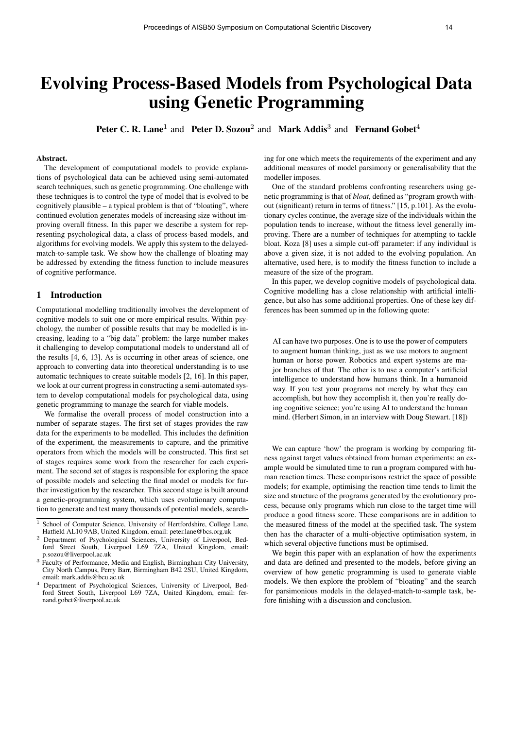# Evolving Process-Based Models from Psychological Data using Genetic Programming

**Peter C. R. Lane**[1] and **Peter D. Sozou**[2] and **Mark Addis**[3] and **Fernand Gobet**[4]

**Abstract.**

The development of computational models to provide explanations of psychological data can be achieved using semi-automated search techniques, such as genetic programming. One challenge with these techniques is to control the type of model that is evolved to be cognitively plausible – a typical problem is that of "bloating", where continued evolution generates models of increasing size without improving overall fitness. In this paper we describe a system for representing psychological data, a class of process-based models, and algorithms for evolving models. We apply this system to the delayed-match-to-sample task. We show how the challenge of bloating may be addressed by extending the fitness function to include measures of cognitive performance.

## 1 Introduction

Computational modelling traditionally involves the development of cognitive models to suit one or more empirical results. Within psychology, the number of possible results that may be modelled is increasing, leading to a "big data" problem: the large number makes it challenging to develop computational models to understand all of the results [4, 6, 13]. As is occurring in other areas of science, one approach to converting data into theoretical understanding is to use automatic techniques to create suitable models [2, 16]. In this paper, we look at our current progress in constructing a semi-automated system to develop computational models for psychological data, using genetic programming to manage the search for viable models.

We formalise the overall process of model construction into a number of separate stages. The first set of stages provides the raw data for the experiments to be modelled. This includes the definition of the experiment, the measurements to capture, and the primitive operators from which the models will be constructed. This first set of stages requires some work from the researcher for each experiment. The second set of stages is responsible for exploring the space of possible models and selecting the final model or models for further investigation by the researcher. This second stage is built around a genetic-programming system, which uses evolutionary computation to generate and test many thousands of potential models, searching for one which meets the requirements of the experiment and any additional measures of model parsimony or generalisability that the modeller imposes.

One of the standard problems confronting researchers using genetic programming is that of *bloat*, defined as "program growth without (significant) return in terms of fitness." [15, p.101]. As the evolutionary cycles continue, the average size of the individuals within the population tends to increase, without the fitness level generally improving. There are a number of techniques for attempting to tackle bloat. Koza [8] uses a simple cut-off parameter: if any individual is above a given size, it is not added to the evolving population. An alternative, used here, is to modify the fitness function to include a measure of the size of the program.

In this paper, we develop cognitive models of psychological data. Cognitive modelling has a close relationship with artificial intelligence, but also has some additional properties. One of these key differences has been summed up in the following quote:

> AI can have two purposes. One is to use the power of computers to augment human thinking, just as we use motors to augment human or horse power. Robotics and expert systems are major branches of that. The other is to use a computer's artificial intelligence to understand how humans think. In a humanoid way. If you test your programs not merely by what they can accomplish, but how they accomplish it, then you're really doing cognitive science; you're using AI to understand the human mind. (Herbert Simon, in an interview with Doug Stewart. [18])

We can capture 'how' the program is working by comparing fitness against target values obtained from human experiments: an example would be simulated time to run a program compared with human reaction times. These comparisons restrict the space of possible models; for example, optimising the reaction time tends to limit the size and structure of the programs generated by the evolutionary process, because only programs which run close to the target time will produce a good fitness score. These comparisons are in addition to the measured fitness of the model at the specified task. The system then has the character of a multi-objective optimisation system, in which several objective functions must be optimised.

We begin this paper with an explanation of how the experiments and data are defined and presented to the models, before giving an overview of how genetic programming is used to generate viable models. We then explore the problem of "bloating" and the search for parsimonious models in the delayed-match-to-sample task, before finishing with a discussion and conclusion.

---

[1] School of Computer Science, University of Hertfordshire, College Lane, Hatfield AL10 9AB, United Kingdom, email: peter.lane@bcs.org.uk

[2] Department of Psychological Sciences, University of Liverpool, Bedford Street South, Liverpool L69 7ZA, United Kingdom, email: p.sozou@liverpool.ac.uk

[3] Faculty of Performance, Media and English, Birmingham City University, City North Campus, Perry Barr, Birmingham B42 2SU, United Kingdom, email: mark.addis@bcu.ac.uk

[4] Department of Psychological Sciences, University of Liverpool, Bedford Street South, Liverpool L69 7ZA, United Kingdom, email: fernand.gobet@liverpool.ac.uk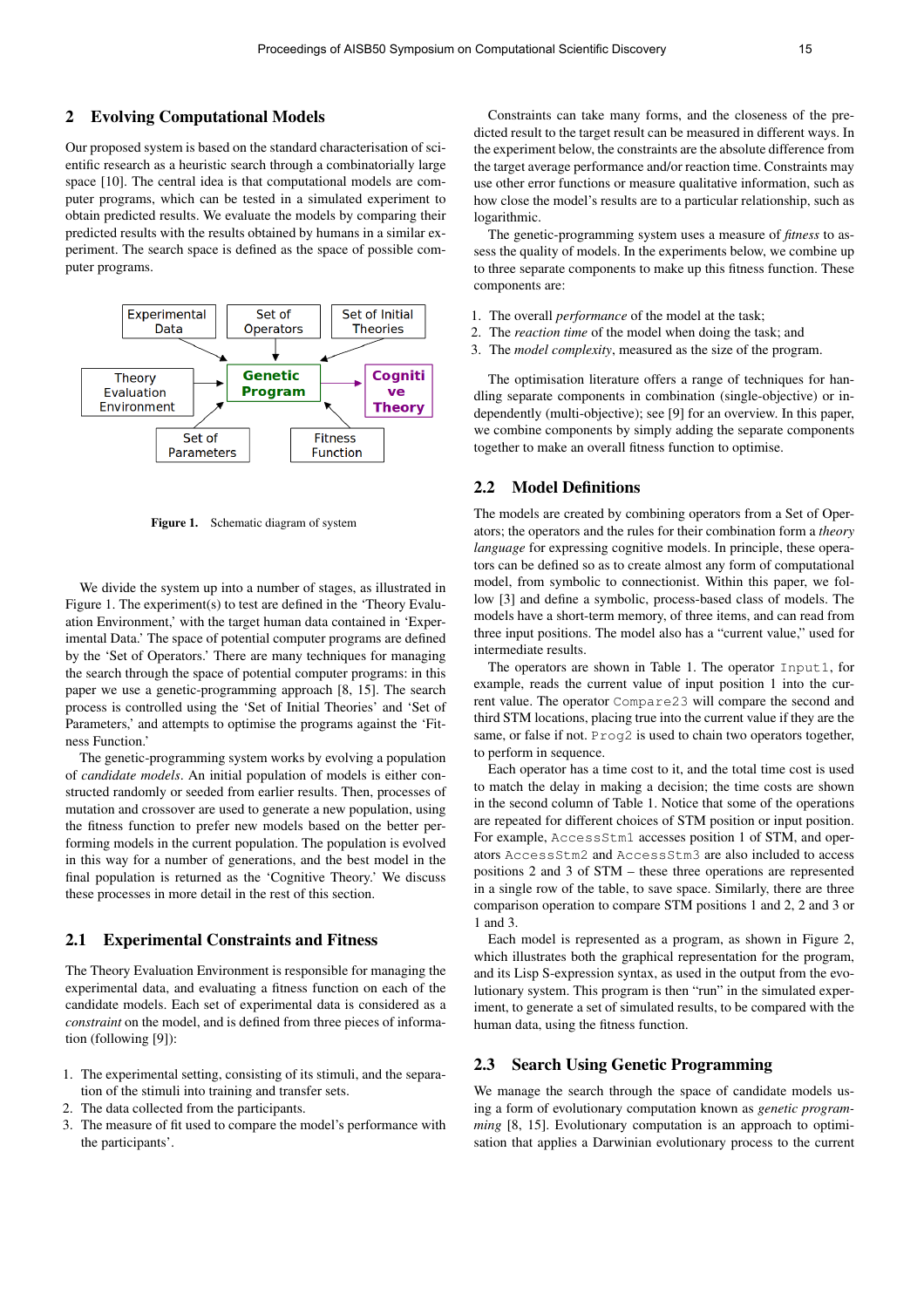## 2 Evolving Computational Models

Our proposed system is based on the standard characterisation of scientific research as a heuristic search through a combinatorially large space [10]. The central idea is that computational models are computer programs, which can be tested in a simulated experiment to obtain predicted results. We evaluate the models by comparing their predicted results with the results obtained by humans in a similar experiment. The search space is defined as the space of possible computer programs.

Figure 1. Schematic diagram of system

We divide the system up into a number of stages, as illustrated in Figure 1. The experiment(s) to test are defined in the 'Theory Evaluation Environment,' with the target human data contained in 'Experimental Data.' The space of potential computer programs are defined by the 'Set of Operators.' There are many techniques for managing the search through the space of potential computer programs: in this paper we use a genetic-programming approach [8, 15]. The search process is controlled using the 'Set of Initial Theories' and 'Set of Parameters,' and attempts to optimise the programs against the 'Fitness Function.'

The genetic-programming system works by evolving a population of *candidate models*. An initial population of models is either constructed randomly or seeded from earlier results. Then, processes of mutation and crossover are used to generate a new population, using the fitness function to prefer new models based on the better performing models in the current population. The population is evolved in this way for a number of generations, and the best model in the final population is returned as the 'Cognitive Theory.' We discuss these processes in more detail in the rest of this section.

### 2.1 Experimental Constraints and Fitness

The Theory Evaluation Environment is responsible for managing the experimental data, and evaluating a fitness function on each of the candidate models. Each set of experimental data is considered as a *constraint* on the model, and is defined from three pieces of information (following [9]):

1. The experimental setting, consisting of its stimuli, and the separation of the stimuli into training and transfer sets.
2. The data collected from the participants.
3. The measure of fit used to compare the model's performance with the participants'.

Constraints can take many forms, and the closeness of the predicted result to the target result can be measured in different ways. In the experiment below, the constraints are the absolute difference from the target average performance and/or reaction time. Constraints may use other error functions or measure qualitative information, such as how close the model's results are to a particular relationship, such as logarithmic.

The genetic-programming system uses a measure of *fitness* to assess the quality of models. In the experiments below, we combine up to three separate components to make up this fitness function. These components are:

1. The overall *performance* of the model at the task;
2. The *reaction time* of the model when doing the task; and
3. The *model complexity*, measured as the size of the program.

The optimisation literature offers a range of techniques for handling separate components in combination (single-objective) or independently (multi-objective); see [9] for an overview. In this paper, we combine components by simply adding the separate components together to make an overall fitness function to optimise.

### 2.2 Model Definitions

The models are created by combining operators from a Set of Operators; the operators and the rules for their combination form a *theory language* for expressing cognitive models. In principle, these operators can be defined so as to create almost any form of computational model, from symbolic to connectionist. Within this paper, we follow [3] and define a symbolic, process-based class of models. The models have a short-term memory, of three items, and can read from three input positions. The model also has a "current value," used for intermediate results.

The operators are shown in Table 1. The operator `Input1`, for example, reads the current value of input position 1 into the current value. The operator `Compare23` will compare the second and third STM locations, placing true into the current value if they are the same, or false if not. `Prog2` is used to chain two operators together, to perform in sequence.

Each operator has a time cost to it, and the total time cost is used to match the delay in making a decision; the time costs are shown in the second column of Table 1. Notice that some of the operations are repeated for different choices of STM position or input position. For example, `AccessStm1` accesses position 1 of STM, and operators `AccessStm2` and `AccessStm3` are also included to access positions 2 and 3 of STM – these three operations are represented in a single row of the table, to save space. Similarly, there are three comparison operation to compare STM positions 1 and 2, 2 and 3 or 1 and 3.

Each model is represented as a program, as shown in Figure 2, which illustrates both the graphical representation for the program, and its Lisp S-expression syntax, as used in the output from the evolutionary system. This program is then "run" in the simulated experiment, to generate a set of simulated results, to be compared with the human data, using the fitness function.

### 2.3 Search Using Genetic Programming

We manage the search through the space of candidate models using a form of evolutionary computation known as *genetic programming* [8, 15]. Evolutionary computation is an approach to optimisation that applies a Darwinian evolutionary process to the current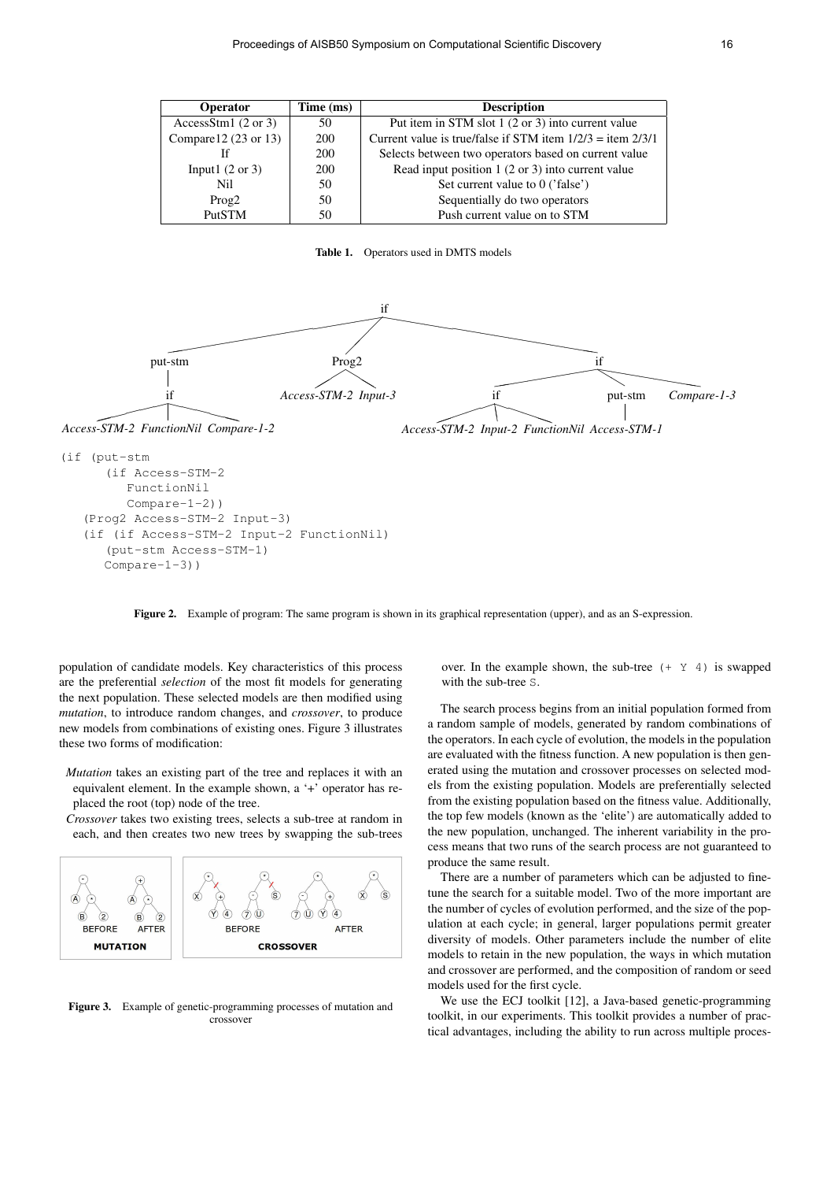| Operator | Time (ms) | Description |
|---|---|---|
| AccessStm1 (2 or 3) | 50 | Put item in STM slot 1 (2 or 3) into current value |
| Compare12 (23 or 13) | 200 | Current value is true/false if STM item 1/2/3 = item 2/3/1 |
| If | 200 | Selects between two operators based on current value |
| Input1 (2 or 3) | 200 | Read input position 1 (2 or 3) into current value |
| Nil | 50 | Set current value to 0 ('false') |
| Prog2 | 50 | Sequentially do two operators |
| PutSTM | 50 | Push current value on to STM |

**Table 1.** Operators used in DMTS models

```
(if (put-stm
      (if Access-STM-2
         FunctionNil
         Compare-1-2))
    (Prog2 Access-STM-2 Input-3)
    (if (if Access-STM-2 Input-2 FunctionNil)
      (put-stm Access-STM-1)
      Compare-1-3))
```

**Figure 2.** Example of program: The same program is shown in its graphical representation (upper), and as an S-expression.

population of candidate models. Key characteristics of this process are the preferential *selection* of the most fit models for generating the next population. These selected models are then modified using *mutation*, to introduce random changes, and *crossover*, to produce new models from combinations of existing ones. Figure 3 illustrates these two forms of modification:

- *Mutation* takes an existing part of the tree and replaces it with an equivalent element. In the example shown, a '+' operator has replaced the root (top) node of the tree.
- *Crossover* takes two existing trees, selects a sub-tree at random in each, and then creates two new trees by swapping the sub-trees over. In the example shown, the sub-tree `(+ Y 4)` is swapped with the sub-tree `S`.

**Figure 3.** Example of genetic-programming processes of mutation and crossover

The search process begins from an initial population formed from a random sample of models, generated by random combinations of the operators. In each cycle of evolution, the models in the population are evaluated with the fitness function. A new population is then generated using the mutation and crossover processes on selected models from the existing population. Models are preferentially selected from the existing population based on the fitness value. Additionally, the top few models (known as the 'elite') are automatically added to the new population, unchanged. The inherent variability in the process means that two runs of the search process are not guaranteed to produce the same result.

There are a number of parameters which can be adjusted to fine-tune the search for a suitable model. Two of the more important are the number of cycles of evolution performed, and the size of the population at each cycle; in general, larger populations permit greater diversity of models. Other parameters include the number of elite models to retain in the new population, the ways in which mutation and crossover are performed, and the composition of random or seed models used for the first cycle.

We use the ECJ toolkit [12], a Java-based genetic-programming toolkit, in our experiments. This toolkit provides a number of practical advantages, including the ability to run across multiple proces-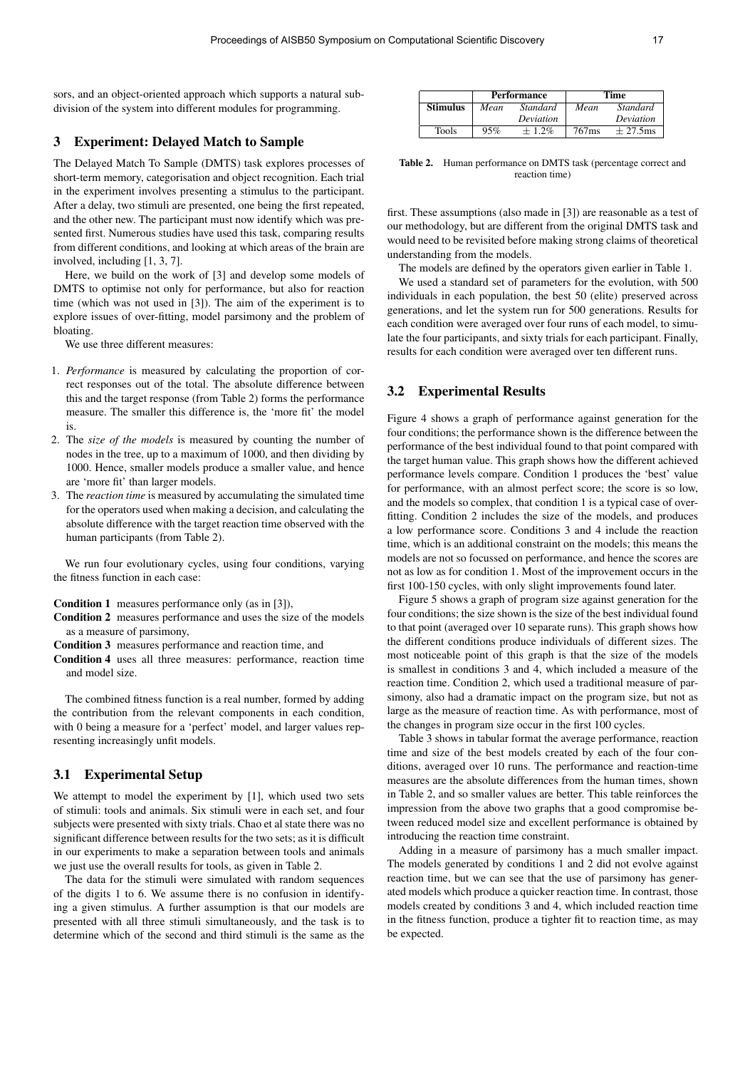sors, and an object-oriented approach which supports a natural subdivision of the system into different modules for programming.

## 3 Experiment: Delayed Match to Sample

The Delayed Match To Sample (DMTS) task explores processes of short-term memory, categorisation and object recognition. Each trial in the experiment involves presenting a stimulus to the participant. After a delay, two stimuli are presented, one being the first repeated, and the other new. The participant must now identify which was presented first. Numerous studies have used this task, comparing results from different conditions, and looking at which areas of the brain are involved, including [1, 3, 7].

Here, we build on the work of [3] and develop some models of DMTS to optimise not only for performance, but also for reaction time (which was not used in [3]). The aim of the experiment is to explore issues of over-fitting, model parsimony and the problem of bloating.

We use three different measures:

1. *Performance* is measured by calculating the proportion of correct responses out of the total. The absolute difference between this and the target response (from Table 2) forms the performance measure. The smaller this difference is, the 'more fit' the model is.
2. The *size of the models* is measured by counting the number of nodes in the tree, up to a maximum of 1000, and then dividing by 1000. Hence, smaller models produce a smaller value, and hence are 'more fit' than larger models.
3. The *reaction time* is measured by accumulating the simulated time for the operators used when making a decision, and calculating the absolute difference with the target reaction time observed with the human participants (from Table 2).

We run four evolutionary cycles, using four conditions, varying the fitness function in each case:

**Condition 1** measures performance only (as in [3]),

**Condition 2** measures performance and uses the size of the models as a measure of parsimony,

**Condition 3** measures performance and reaction time, and

**Condition 4** uses all three measures: performance, reaction time and model size.

The combined fitness function is a real number, formed by adding the contribution from the relevant components in each condition, with 0 being a measure for a 'perfect' model, and larger values representing increasingly unfit models.

### 3.1 Experimental Setup

We attempt to model the experiment by [1], which used two sets of stimuli: tools and animals. Six stimuli were in each set, and four subjects were presented with sixty trials. Chao et al state there was no significant difference between results for the two sets; as it is difficult in our experiments to make a separation between tools and animals we just use the overall results for tools, as given in Table 2.

The data for the stimuli were simulated with random sequences of the digits 1 to 6. We assume there is no confusion in identifying a given stimulus. A further assumption is that our models are presented with all three stimuli simultaneously, and the task is to determine which of the second and third stimuli is the same as the first. These assumptions (also made in [3]) are reasonable as a test of our methodology, but are different from the original DMTS task and would need to be revisited before making strong claims of theoretical understanding from the models.

| | **Performance** | | **Time** | |
|---|---|---|---|---|
| **Stimulus** | *Mean* | *Standard Deviation* | *Mean* | *Standard Deviation* |
| Tools | 95% | $\pm$ 1.2% | 767ms | $\pm$ 27.5ms |

**Table 2.** Human performance on DMTS task (percentage correct and reaction time)

The models are defined by the operators given earlier in Table 1.

We used a standard set of parameters for the evolution, with 500 individuals in each population, the best 50 (elite) preserved across generations, and let the system run for 500 generations. Results for each condition were averaged over four runs of each model, to simulate the four participants, and sixty trials for each participant. Finally, results for each condition were averaged over ten different runs.

### 3.2 Experimental Results

Figure 4 shows a graph of performance against generation for the four conditions; the performance shown is the difference between the performance of the best individual found to that point compared with the target human value. This graph shows how the different achieved performance levels compare. Condition 1 produces the 'best' value for performance, with an almost perfect score; the score is so low, and the models so complex, that condition 1 is a typical case of over-fitting. Condition 2 includes the size of the models, and produces a low performance score. Conditions 3 and 4 include the reaction time, which is an additional constraint on the models; this means the models are not so focussed on performance, and hence the scores are not as low as for condition 1. Most of the improvement occurs in the first 100-150 cycles, with only slight improvements found later.

Figure 5 shows a graph of program size against generation for the four conditions; the size shown is the size of the best individual found to that point (averaged over 10 separate runs). This graph shows how the different conditions produce individuals of different sizes. The most noticeable point of this graph is that the size of the models is smallest in conditions 3 and 4, which included a measure of the reaction time. Condition 2, which used a traditional measure of parsimony, also had a dramatic impact on the program size, but not as large as the measure of reaction time. As with performance, most of the changes in program size occur in the first 100 cycles.

Table 3 shows in tabular format the average performance, reaction time and size of the best models created by each of the four conditions, averaged over 10 runs. The performance and reaction-time measures are the absolute differences from the human times, shown in Table 2, and so smaller values are better. This table reinforces the impression from the above two graphs that a good compromise between reduced model size and excellent performance is obtained by introducing the reaction time constraint.

Adding in a measure of parsimony has a much smaller impact. The models generated by conditions 1 and 2 did not evolve against reaction time, but we can see that the use of parsimony has generated models which produce a quicker reaction time. In contrast, those models created by conditions 3 and 4, which included reaction time in the fitness function, produce a tighter fit to reaction time, as may be expected.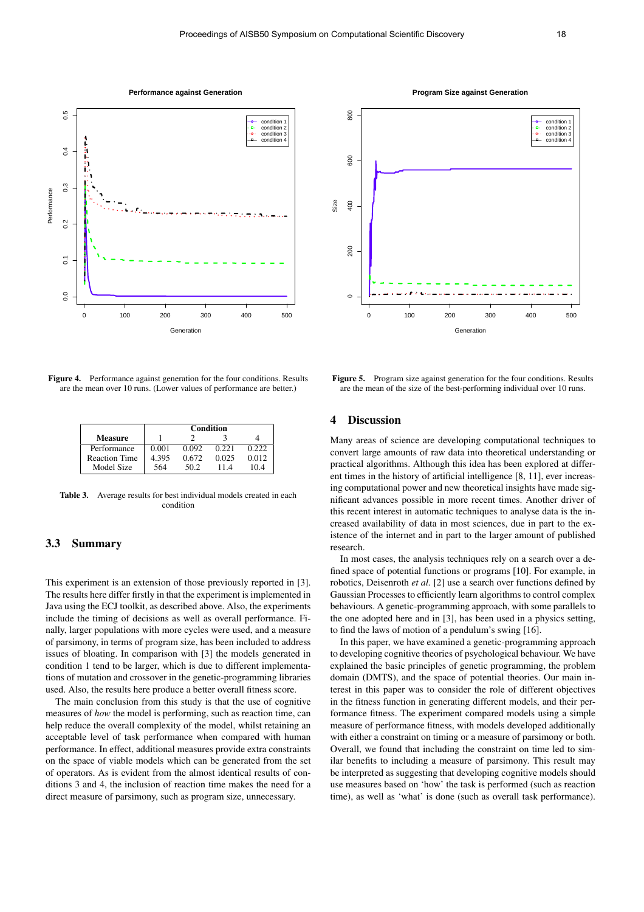Figure 4. Performance against generation for the four conditions. Results are the mean over 10 runs. (Lower values of performance are better.)

Figure 5. Program size against generation for the four conditions. Results are the mean of the size of the best-performing individual over 10 runs.

| Measure | Condition | | | |
|---|---|---|---|---|
| | 1 | 2 | 3 | 4 |
| Performance | 0.001 | 0.092 | 0.221 | 0.222 |
| Reaction Time | 4.395 | 0.672 | 0.025 | 0.012 |
| Model Size | 564 | 50.2 | 11.4 | 10.4 |

Table 3. Average results for best individual models created in each condition

### 3.3 Summary

This experiment is an extension of those previously reported in [3]. The results here differ firstly in that the experiment is implemented in Java using the ECJ toolkit, as described above. Also, the experiments include the timing of decisions as well as overall performance. Finally, larger populations with more cycles were used, and a measure of parsimony, in terms of program size, has been included to address issues of bloating. In comparison with [3] the models generated in condition 1 tend to be larger, which is due to different implementations of mutation and crossover in the genetic-programming libraries used. Also, the results here produce a better overall fitness score.

The main conclusion from this study is that the use of cognitive measures of *how* the model is performing, such as reaction time, can help reduce the overall complexity of the model, whilst retaining an acceptable level of task performance when compared with human performance. In effect, additional measures provide extra constraints on the space of viable models which can be generated from the set of operators. As is evident from the almost identical results of conditions 3 and 4, the inclusion of reaction time makes the need for a direct measure of parsimony, such as program size, unnecessary.

## 4 Discussion

Many areas of science are developing computational techniques to convert large amounts of raw data into theoretical understanding or practical algorithms. Although this idea has been explored at different times in the history of artificial intelligence [8, 11], ever increasing computational power and new theoretical insights have made significant advances possible in more recent times. Another driver of this recent interest in automatic techniques to analyse data is the increased availability of data in most sciences, due in part to the existence of the internet and in part to the larger amount of published research.

In most cases, the analysis techniques rely on a search over a defined space of potential functions or programs [10]. For example, in robotics, Deisenroth *et al.* [2] use a search over functions defined by Gaussian Processes to efficiently learn algorithms to control complex behaviours. A genetic-programming approach, with some parallels to the one adopted here and in [3], has been used in a physics setting, to find the laws of motion of a pendulum's swing [16].

In this paper, we have examined a genetic-programming approach to developing cognitive theories of psychological behaviour. We have explained the basic principles of genetic programming, the problem domain (DMTS), and the space of potential theories. Our main interest in this paper was to consider the role of different objectives in the fitness function in generating different models, and their performance fitness. The experiment compared models using a simple measure of performance fitness, with models developed additionally with either a constraint on timing or a measure of parsimony or both. Overall, we found that including the constraint on time led to similar benefits to including a measure of parsimony. This result may be interpreted as suggesting that developing cognitive models should use measures based on 'how' the task is performed (such as reaction time), as well as 'what' is done (such as overall task performance).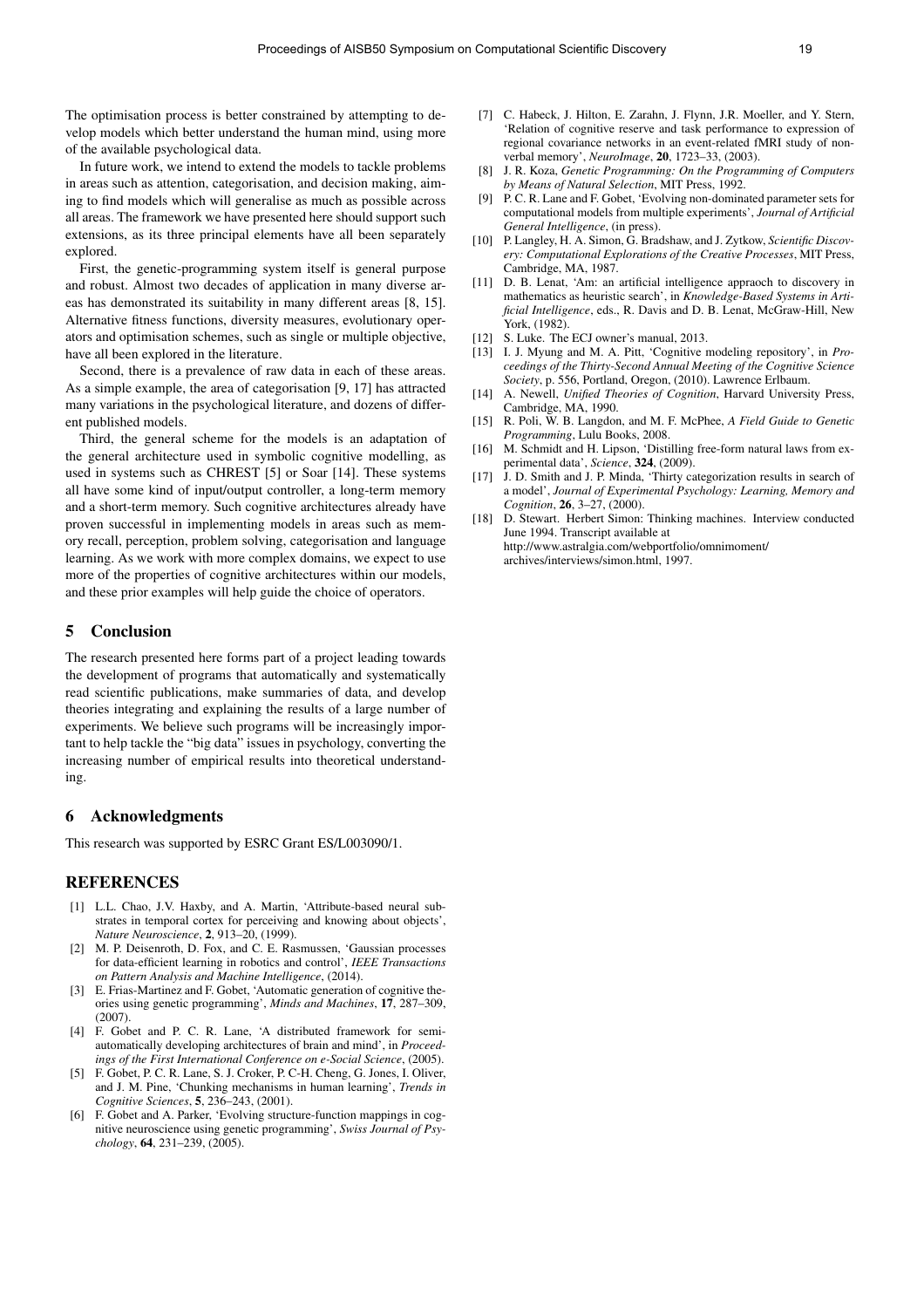The optimisation process is better constrained by attempting to develop models which better understand the human mind, using more of the available psychological data.

In future work, we intend to extend the models to tackle problems in areas such as attention, categorisation, and decision making, aiming to find models which will generalise as much as possible across all areas. The framework we have presented here should support such extensions, as its three principal elements have all been separately explored.

First, the genetic-programming system itself is general purpose and robust. Almost two decades of application in many diverse areas has demonstrated its suitability in many different areas [8, 15]. Alternative fitness functions, diversity measures, evolutionary operators and optimisation schemes, such as single or multiple objective, have all been explored in the literature.

Second, there is a prevalence of raw data in each of these areas. As a simple example, the area of categorisation [9, 17] has attracted many variations in the psychological literature, and dozens of different published models.

Third, the general scheme for the models is an adaptation of the general architecture used in symbolic cognitive modelling, as used in systems such as CHREST [5] or Soar [14]. These systems all have some kind of input/output controller, a long-term memory and a short-term memory. Such cognitive architectures already have proven successful in implementing models in areas such as memory recall, perception, problem solving, categorisation and language learning. As we work with more complex domains, we expect to use more of the properties of cognitive architectures within our models, and these prior examples will help guide the choice of operators.

## 5 Conclusion

The research presented here forms part of a project leading towards the development of programs that automatically and systematically read scientific publications, make summaries of data, and develop theories integrating and explaining the results of a large number of experiments. We believe such programs will be increasingly important to help tackle the "big data" issues in psychology, converting the increasing number of empirical results into theoretical understanding.

## 6 Acknowledgments

This research was supported by ESRC Grant ES/L003090/1.

## REFERENCES

[1] L.L. Chao, J.V. Haxby, and A. Martin, 'Attribute-based neural substrates in temporal cortex for perceiving and knowing about objects', *Nature Neuroscience*, **2**, 913–20, (1999).

[2] M. P. Deisenroth, D. Fox, and C. E. Rasmussen, 'Gaussian processes for data-efficient learning in robotics and control', *IEEE Transactions on Pattern Analysis and Machine Intelligence*, (2014).

[3] E. Frias-Martinez and F. Gobet, 'Automatic generation of cognitive theories using genetic programming', *Minds and Machines*, **17**, 287–309, (2007).

[4] F. Gobet and P. C. R. Lane, 'A distributed framework for semi-automatically developing architectures of brain and mind', in *Proceedings of the First International Conference on e-Social Science*, (2005).

[5] F. Gobet, P. C. R. Lane, S. J. Croker, P. C-H. Cheng, G. Jones, I. Oliver, and J. M. Pine, 'Chunking mechanisms in human learning', *Trends in Cognitive Sciences*, **5**, 236–243, (2001).

[6] F. Gobet and A. Parker, 'Evolving structure-function mappings in cognitive neuroscience using genetic programming', *Swiss Journal of Psychology*, **64**, 231–239, (2005).

[7] C. Habeck, J. Hilton, E. Zarahn, J. Flynn, J.R. Moeller, and Y. Stern, 'Relation of cognitive reserve and task performance to expression of regional covariance networks in an event-related fMRI study of non-verbal memory', *NeuroImage*, **20**, 1723–33, (2003).

[8] J. R. Koza, *Genetic Programming: On the Programming of Computers by Means of Natural Selection*, MIT Press, 1992.

[9] P. C. R. Lane and F. Gobet, 'Evolving non-dominated parameter sets for computational models from multiple experiments', *Journal of Artificial General Intelligence*, (in press).

[10] P. Langley, H. A. Simon, G. Bradshaw, and J. Zytkow, *Scientific Discovery: Computational Explorations of the Creative Processes*, MIT Press, Cambridge, MA, 1987.

[11] D. B. Lenat, 'Am: an artificial intelligence appraoch to discovery in mathematics as heuristic search', in *Knowledge-Based Systems in Artificial Intelligence*, eds., R. Davis and D. B. Lenat, McGraw-Hill, New York, (1982).

[12] S. Luke. The ECJ owner's manual, 2013.

[13] I. J. Myung and M. A. Pitt, 'Cognitive modeling repository', in *Proceedings of the Thirty-Second Annual Meeting of the Cognitive Science Society*, p. 556, Portland, Oregon, (2010). Lawrence Erlbaum.

[14] A. Newell, *Unified Theories of Cognition*, Harvard University Press, Cambridge, MA, 1990.

[15] R. Poli, W. B. Langdon, and M. F. McPhee, *A Field Guide to Genetic Programming*, Lulu Books, 2008.

[16] M. Schmidt and H. Lipson, 'Distilling free-form natural laws from experimental data', *Science*, **324**, (2009).

[17] J. D. Smith and J. P. Minda, 'Thirty categorization results in search of a model', *Journal of Experimental Psychology: Learning, Memory and Cognition*, **26**, 3–27, (2000).

[18] D. Stewart. Herbert Simon: Thinking machines. Interview conducted June 1994. Transcript available at http://www.astralgia.com/webportfolio/omnimoment/archives/interviews/simon.html, 1997.